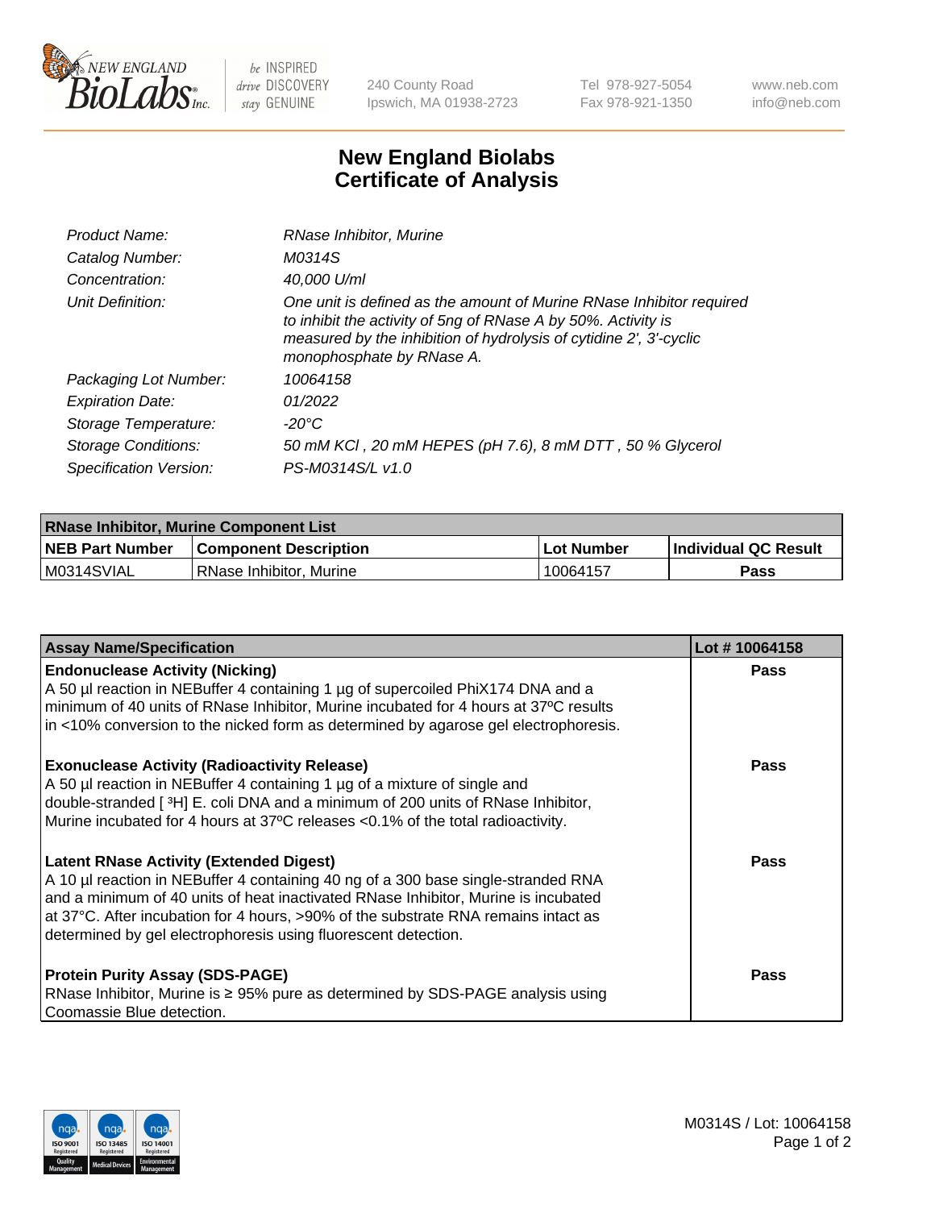New England Biolabs Inc. — be INSPIRED drive DISCOVERY stay GENUINE

240 County Road
Ipswich, MA 01938-2723

Tel 978-927-5054
Fax 978-921-1350

www.neb.com
info@neb.com

# New England Biolabs Certificate of Analysis

| | |
|---|---|
| *Product Name:* | *RNase Inhibitor, Murine* |
| *Catalog Number:* | *M0314S* |
| *Concentration:* | *40,000 U/ml* |
| *Unit Definition:* | *One unit is defined as the amount of Murine RNase Inhibitor required to inhibit the activity of 5ng of RNase A by 50%. Activity is measured by the inhibition of hydrolysis of cytidine 2', 3'-cyclic monophosphate by RNase A.* |
| *Packaging Lot Number:* | *10064158* |
| *Expiration Date:* | *01/2022* |
| *Storage Temperature:* | *-20°C* |
| *Storage Conditions:* | *50 mM KCl , 20 mM HEPES (pH 7.6), 8 mM DTT , 50 % Glycerol* |
| *Specification Version:* | *PS-M0314S/L v1.0* |

| RNase Inhibitor, Murine Component List | | | |
|---|---|---|---|
| **NEB Part Number** | **Component Description** | **Lot Number** | **Individual QC Result** |
| M0314SVIAL | RNase Inhibitor, Murine | 10064157 | **Pass** |

| Assay Name/Specification | Lot # 10064158 |
|---|---|
| **Endonuclease Activity (Nicking)**<br>A 50 µl reaction in NEBuffer 4 containing 1 µg of supercoiled PhiX174 DNA and a minimum of 40 units of RNase Inhibitor, Murine incubated for 4 hours at 37ºC results in <10% conversion to the nicked form as determined by agarose gel electrophoresis. | **Pass** |
| **Exonuclease Activity (Radioactivity Release)**<br>A 50 µl reaction in NEBuffer 4 containing 1 µg of a mixture of single and double-stranded [ $^3$H] E. coli DNA and a minimum of 200 units of RNase Inhibitor, Murine incubated for 4 hours at 37ºC releases <0.1% of the total radioactivity. | **Pass** |
| **Latent RNase Activity (Extended Digest)**<br>A 10 µl reaction in NEBuffer 4 containing 40 ng of a 300 base single-stranded RNA and a minimum of 40 units of heat inactivated RNase Inhibitor, Murine is incubated at 37°C. After incubation for 4 hours, >90% of the substrate RNA remains intact as determined by gel electrophoresis using fluorescent detection. | **Pass** |
| **Protein Purity Assay (SDS-PAGE)**<br>RNase Inhibitor, Murine is ≥ 95% pure as determined by SDS-PAGE analysis using Coomassie Blue detection. | **Pass** |

M0314S / Lot: 10064158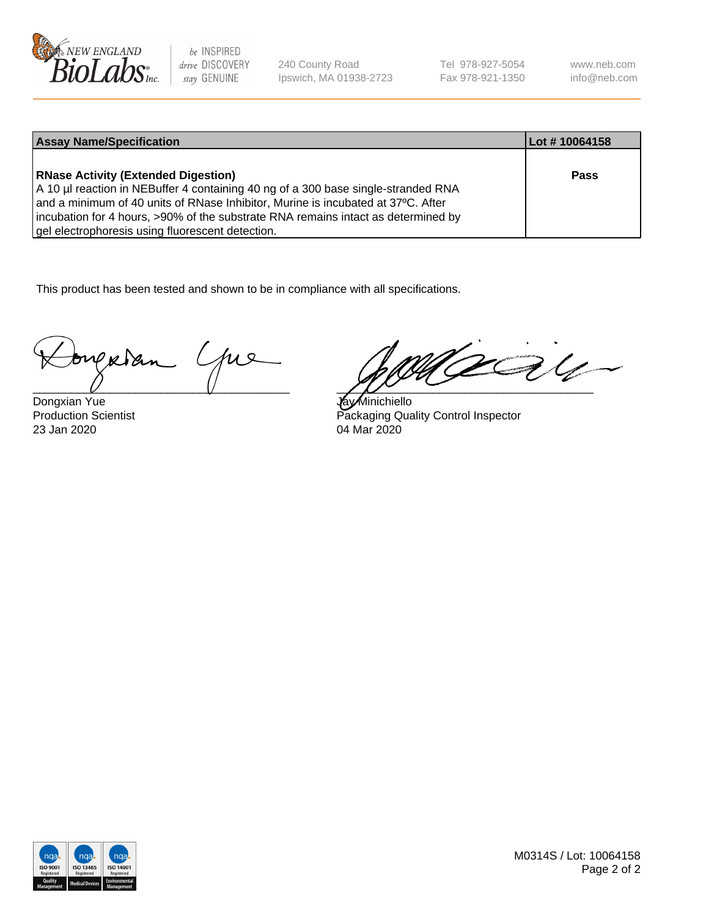240 County Road
Ipswich, MA 01938-2723

Tel 978-927-5054
Fax 978-921-1350

www.neb.com
info@neb.com

| Assay Name/Specification | Lot # 10064158 |
|---|---|
| **RNase Activity (Extended Digestion)**<br>A 10 µl reaction in NEBuffer 4 containing 40 ng of a 300 base single-stranded RNA and a minimum of 40 units of RNase Inhibitor, Murine is incubated at 37ºC. After incubation for 4 hours, >90% of the substrate RNA remains intact as determined by gel electrophoresis using fluorescent detection. | **Pass** |

This product has been tested and shown to be in compliance with all specifications.

Dongxian Yue
Production Scientist
23 Jan 2020

Jay Minichiello
Packaging Quality Control Inspector
04 Mar 2020

M0314S / Lot: 10064158